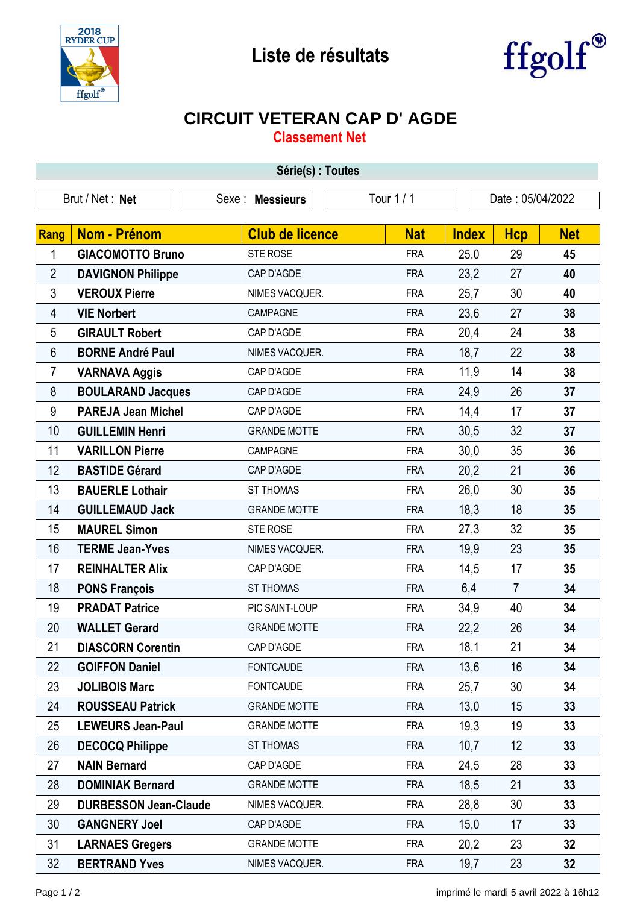# Liste de résultats

## CIRCUIT VETERAN CAP D' AGDE

### Classement Net

**Série(s) : Toutes**

| Brut / Net : **Net** | Sexe : **Messieurs** | Tour 1 / 1 | Date : 05/04/2022 |
|---|---|---|---|

| Rang | Nom - Prénom | Club de licence | Nat | Index | Hcp | Net |
|---|---|---|---|---|---|---|
| 1 | **GIACOMOTTO Bruno** | STE ROSE | FRA | 25,0 | 29 | **45** |
| 2 | **DAVIGNON Philippe** | CAP D'AGDE | FRA | 23,2 | 27 | **40** |
| 3 | **VEROUX Pierre** | NIMES VACQUER. | FRA | 25,7 | 30 | **40** |
| 4 | **VIE Norbert** | CAMPAGNE | FRA | 23,6 | 27 | **38** |
| 5 | **GIRAULT Robert** | CAP D'AGDE | FRA | 20,4 | 24 | **38** |
| 6 | **BORNE André Paul** | NIMES VACQUER. | FRA | 18,7 | 22 | **38** |
| 7 | **VARNAVA Aggis** | CAP D'AGDE | FRA | 11,9 | 14 | **38** |
| 8 | **BOULARAND Jacques** | CAP D'AGDE | FRA | 24,9 | 26 | **37** |
| 9 | **PAREJA Jean Michel** | CAP D'AGDE | FRA | 14,4 | 17 | **37** |
| 10 | **GUILLEMIN Henri** | GRANDE MOTTE | FRA | 30,5 | 32 | **37** |
| 11 | **VARILLON Pierre** | CAMPAGNE | FRA | 30,0 | 35 | **36** |
| 12 | **BASTIDE Gérard** | CAP D'AGDE | FRA | 20,2 | 21 | **36** |
| 13 | **BAUERLE Lothair** | ST THOMAS | FRA | 26,0 | 30 | **35** |
| 14 | **GUILLEMAUD Jack** | GRANDE MOTTE | FRA | 18,3 | 18 | **35** |
| 15 | **MAUREL Simon** | STE ROSE | FRA | 27,3 | 32 | **35** |
| 16 | **TERME Jean-Yves** | NIMES VACQUER. | FRA | 19,9 | 23 | **35** |
| 17 | **REINHALTER Alix** | CAP D'AGDE | FRA | 14,5 | 17 | **35** |
| 18 | **PONS François** | ST THOMAS | FRA | 6,4 | 7 | **34** |
| 19 | **PRADAT Patrice** | PIC SAINT-LOUP | FRA | 34,9 | 40 | **34** |
| 20 | **WALLET Gerard** | GRANDE MOTTE | FRA | 22,2 | 26 | **34** |
| 21 | **DIASCORN Corentin** | CAP D'AGDE | FRA | 18,1 | 21 | **34** |
| 22 | **GOIFFON Daniel** | FONTCAUDE | FRA | 13,6 | 16 | **34** |
| 23 | **JOLIBOIS Marc** | FONTCAUDE | FRA | 25,7 | 30 | **34** |
| 24 | **ROUSSEAU Patrick** | GRANDE MOTTE | FRA | 13,0 | 15 | **33** |
| 25 | **LEWEURS Jean-Paul** | GRANDE MOTTE | FRA | 19,3 | 19 | **33** |
| 26 | **DECOCQ Philippe** | ST THOMAS | FRA | 10,7 | 12 | **33** |
| 27 | **NAIN Bernard** | CAP D'AGDE | FRA | 24,5 | 28 | **33** |
| 28 | **DOMINIAK Bernard** | GRANDE MOTTE | FRA | 18,5 | 21 | **33** |
| 29 | **DURBESSON Jean-Claude** | NIMES VACQUER. | FRA | 28,8 | 30 | **33** |
| 30 | **GANGNERY Joel** | CAP D'AGDE | FRA | 15,0 | 17 | **33** |
| 31 | **LARNAES Gregers** | GRANDE MOTTE | FRA | 20,2 | 23 | **32** |
| 32 | **BERTRAND Yves** | NIMES VACQUER. | FRA | 19,7 | 23 | **32** |

imprimé le mardi 5 avril 2022 à 16h12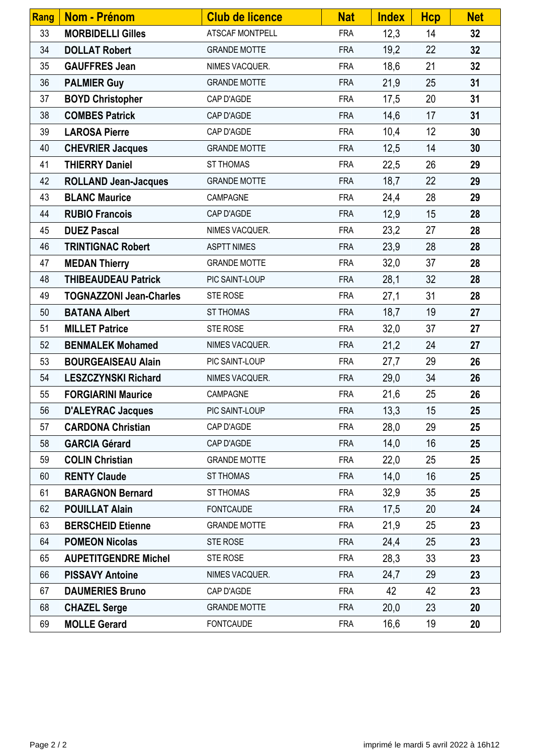| Rang | Nom - Prénom | Club de licence | Nat | Index | Hcp | Net |
|---|---|---|---|---|---|---|
| 33 | **MORBIDELLI Gilles** | ATSCAF MONTPELL | FRA | 12,3 | 14 | **32** |
| 34 | **DOLLAT Robert** | GRANDE MOTTE | FRA | 19,2 | 22 | **32** |
| 35 | **GAUFFRES Jean** | NIMES VACQUER. | FRA | 18,6 | 21 | **32** |
| 36 | **PALMIER Guy** | GRANDE MOTTE | FRA | 21,9 | 25 | **31** |
| 37 | **BOYD Christopher** | CAP D'AGDE | FRA | 17,5 | 20 | **31** |
| 38 | **COMBES Patrick** | CAP D'AGDE | FRA | 14,6 | 17 | **31** |
| 39 | **LAROSA Pierre** | CAP D'AGDE | FRA | 10,4 | 12 | **30** |
| 40 | **CHEVRIER Jacques** | GRANDE MOTTE | FRA | 12,5 | 14 | **30** |
| 41 | **THIERRY Daniel** | ST THOMAS | FRA | 22,5 | 26 | **29** |
| 42 | **ROLLAND Jean-Jacques** | GRANDE MOTTE | FRA | 18,7 | 22 | **29** |
| 43 | **BLANC Maurice** | CAMPAGNE | FRA | 24,4 | 28 | **29** |
| 44 | **RUBIO Francois** | CAP D'AGDE | FRA | 12,9 | 15 | **28** |
| 45 | **DUEZ Pascal** | NIMES VACQUER. | FRA | 23,2 | 27 | **28** |
| 46 | **TRINTIGNAC Robert** | ASPTT NIMES | FRA | 23,9 | 28 | **28** |
| 47 | **MEDAN Thierry** | GRANDE MOTTE | FRA | 32,0 | 37 | **28** |
| 48 | **THIBEAUDEAU Patrick** | PIC SAINT-LOUP | FRA | 28,1 | 32 | **28** |
| 49 | **TOGNAZZONI Jean-Charles** | STE ROSE | FRA | 27,1 | 31 | **28** |
| 50 | **BATANA Albert** | ST THOMAS | FRA | 18,7 | 19 | **27** |
| 51 | **MILLET Patrice** | STE ROSE | FRA | 32,0 | 37 | **27** |
| 52 | **BENMALEK Mohamed** | NIMES VACQUER. | FRA | 21,2 | 24 | **27** |
| 53 | **BOURGEAISEAU Alain** | PIC SAINT-LOUP | FRA | 27,7 | 29 | **26** |
| 54 | **LESZCZYNSKI Richard** | NIMES VACQUER. | FRA | 29,0 | 34 | **26** |
| 55 | **FORGIARINI Maurice** | CAMPAGNE | FRA | 21,6 | 25 | **26** |
| 56 | **D'ALEYRAC Jacques** | PIC SAINT-LOUP | FRA | 13,3 | 15 | **25** |
| 57 | **CARDONA Christian** | CAP D'AGDE | FRA | 28,0 | 29 | **25** |
| 58 | **GARCIA Gérard** | CAP D'AGDE | FRA | 14,0 | 16 | **25** |
| 59 | **COLIN Christian** | GRANDE MOTTE | FRA | 22,0 | 25 | **25** |
| 60 | **RENTY Claude** | ST THOMAS | FRA | 14,0 | 16 | **25** |
| 61 | **BARAGNON Bernard** | ST THOMAS | FRA | 32,9 | 35 | **25** |
| 62 | **POUILLAT Alain** | FONTCAUDE | FRA | 17,5 | 20 | **24** |
| 63 | **BERSCHEID Etienne** | GRANDE MOTTE | FRA | 21,9 | 25 | **23** |
| 64 | **POMEON Nicolas** | STE ROSE | FRA | 24,4 | 25 | **23** |
| 65 | **AUPETITGENDRE Michel** | STE ROSE | FRA | 28,3 | 33 | **23** |
| 66 | **PISSAVY Antoine** | NIMES VACQUER. | FRA | 24,7 | 29 | **23** |
| 67 | **DAUMERIES Bruno** | CAP D'AGDE | FRA | 42 | 42 | **23** |
| 68 | **CHAZEL Serge** | GRANDE MOTTE | FRA | 20,0 | 23 | **20** |
| 69 | **MOLLE Gerard** | FONTCAUDE | FRA | 16,6 | 19 | **20** |

imprimé le mardi 5 avril 2022 à 16h12